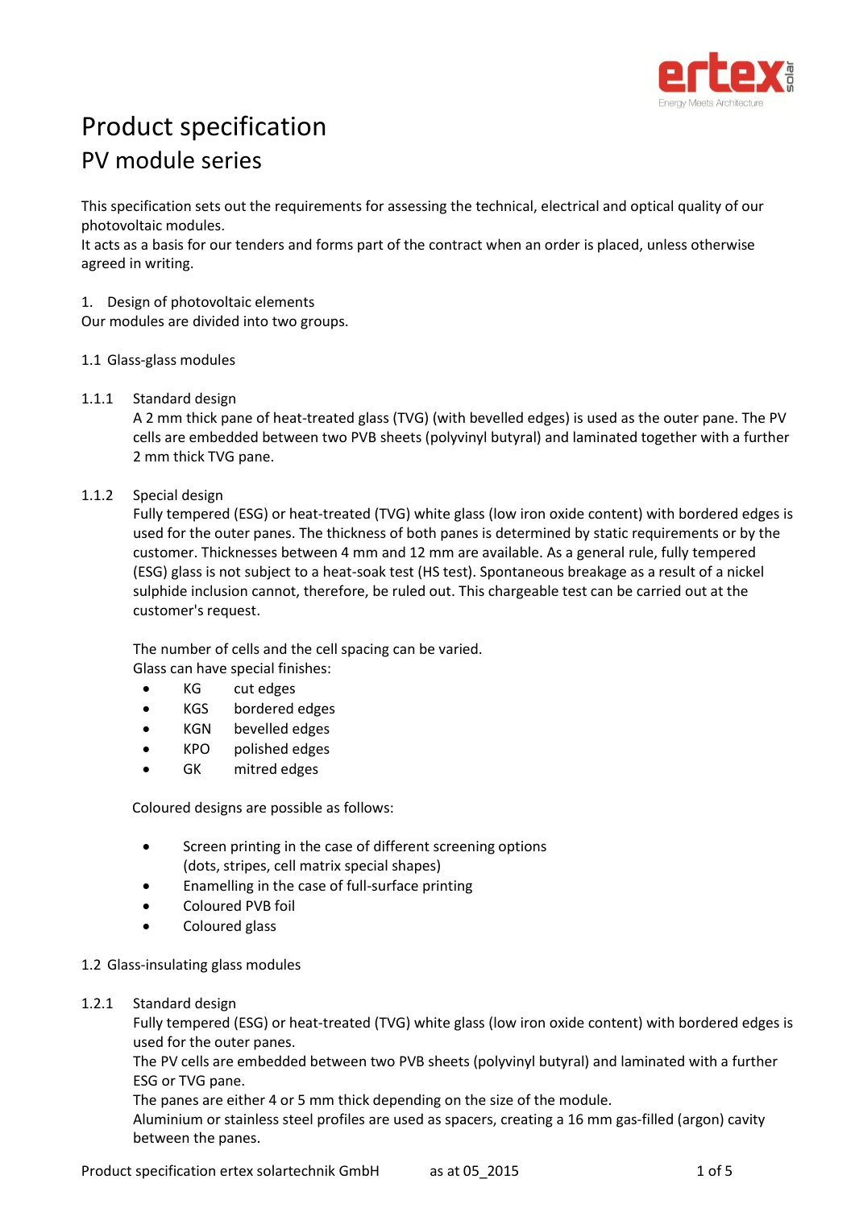# Product specification

## PV module series

This specification sets out the requirements for assessing the technical, electrical and optical quality of our photovoltaic modules.
It acts as a basis for our tenders and forms part of the contract when an order is placed, unless otherwise agreed in writing.

1. Design of photovoltaic elements

Our modules are divided into two groups.

### 1.1 Glass-glass modules

#### 1.1.1 Standard design

A 2 mm thick pane of heat-treated glass (TVG) (with bevelled edges) is used as the outer pane. The PV cells are embedded between two PVB sheets (polyvinyl butyral) and laminated together with a further 2 mm thick TVG pane.

#### 1.1.2 Special design

Fully tempered (ESG) or heat-treated (TVG) white glass (low iron oxide content) with bordered edges is used for the outer panes. The thickness of both panes is determined by static requirements or by the customer. Thicknesses between 4 mm and 12 mm are available. As a general rule, fully tempered (ESG) glass is not subject to a heat-soak test (HS test). Spontaneous breakage as a result of a nickel sulphide inclusion cannot, therefore, be ruled out. This chargeable test can be carried out at the customer's request.

The number of cells and the cell spacing can be varied.
Glass can have special finishes:

- KG cut edges
- KGS bordered edges
- KGN bevelled edges
- KPO polished edges
- GK mitred edges

Coloured designs are possible as follows:

- Screen printing in the case of different screening options (dots, stripes, cell matrix special shapes)
- Enamelling in the case of full-surface printing
- Coloured PVB foil
- Coloured glass

### 1.2 Glass-insulating glass modules

#### 1.2.1 Standard design

Fully tempered (ESG) or heat-treated (TVG) white glass (low iron oxide content) with bordered edges is used for the outer panes.
The PV cells are embedded between two PVB sheets (polyvinyl butyral) and laminated with a further ESG or TVG pane.
The panes are either 4 or 5 mm thick depending on the size of the module.
Aluminium or stainless steel profiles are used as spacers, creating a 16 mm gas-filled (argon) cavity between the panes.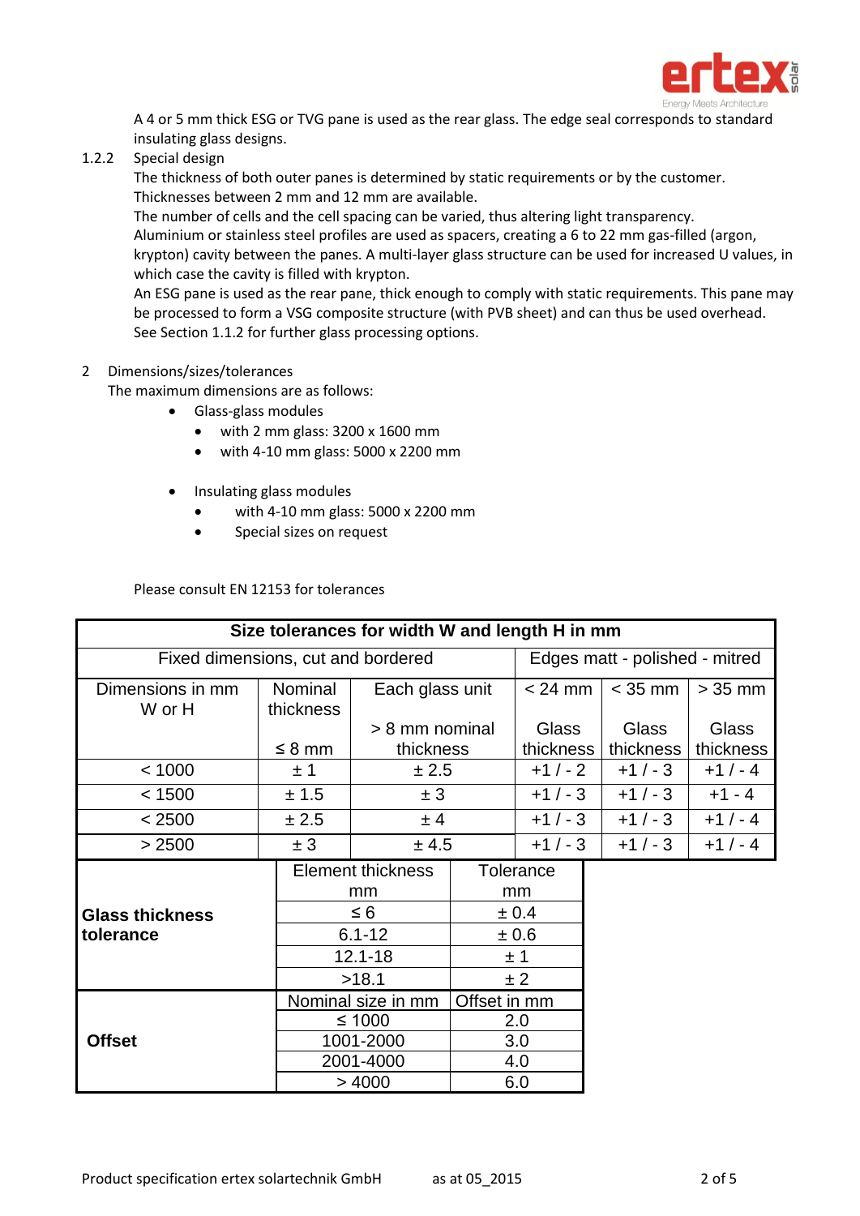A 4 or 5 mm thick ESG or TVG pane is used as the rear glass. The edge seal corresponds to standard insulating glass designs.

1.2.2 Special design

The thickness of both outer panes is determined by static requirements or by the customer. Thicknesses between 2 mm and 12 mm are available.
The number of cells and the cell spacing can be varied, thus altering light transparency.
Aluminium or stainless steel profiles are used as spacers, creating a 6 to 22 mm gas-filled (argon, krypton) cavity between the panes. A multi-layer glass structure can be used for increased U values, in which case the cavity is filled with krypton.
An ESG pane is used as the rear pane, thick enough to comply with static requirements. This pane may be processed to form a VSG composite structure (with PVB sheet) and can thus be used overhead.
See Section 1.1.2 for further glass processing options.

## 2 Dimensions/sizes/tolerances

The maximum dimensions are as follows:

- Glass-glass modules
  - with 2 mm glass: 3200 x 1600 mm
  - with 4-10 mm glass: 5000 x 2200 mm

- Insulating glass modules
  - with 4-10 mm glass: 5000 x 2200 mm
  - Special sizes on request

Please consult EN 12153 for tolerances

| **Size tolerances for width W and length H in mm** | | | | | |
|---|---|---|---|---|---|
| Fixed dimensions, cut and bordered | | | Edges matt - polished - mitred | | |
| Dimensions in mm W or H | Nominal thickness ≤ 8 mm | Each glass unit > 8 mm nominal thickness | < 24 mm Glass thickness | < 35 mm Glass thickness | > 35 mm Glass thickness |
| < 1000 | ± 1 | ± 2.5 | +1 / - 2 | +1 / - 3 | +1 / - 4 |
| < 1500 | ± 1.5 | ± 3 | +1 / - 3 | +1 / - 3 | +1 - 4 |
| < 2500 | ± 2.5 | ± 4 | +1 / - 3 | +1 / - 3 | +1 / - 4 |
| > 2500 | ± 3 | ± 4.5 | +1 / - 3 | +1 / - 3 | +1 / - 4 |

| **Glass thickness tolerance** | Element thickness mm | Tolerance mm |
|---|---|---|
| | ≤ 6 | ± 0.4 |
| | 6.1-12 | ± 0.6 |
| | 12.1-18 | ± 1 |
| | >18.1 | ± 2 |

| **Offset** | Nominal size in mm | Offset in mm |
|---|---|---|
| | ≤ 1000 | 2.0 |
| | 1001-2000 | 3.0 |
| | 2001-4000 | 4.0 |
| | > 4000 | 6.0 |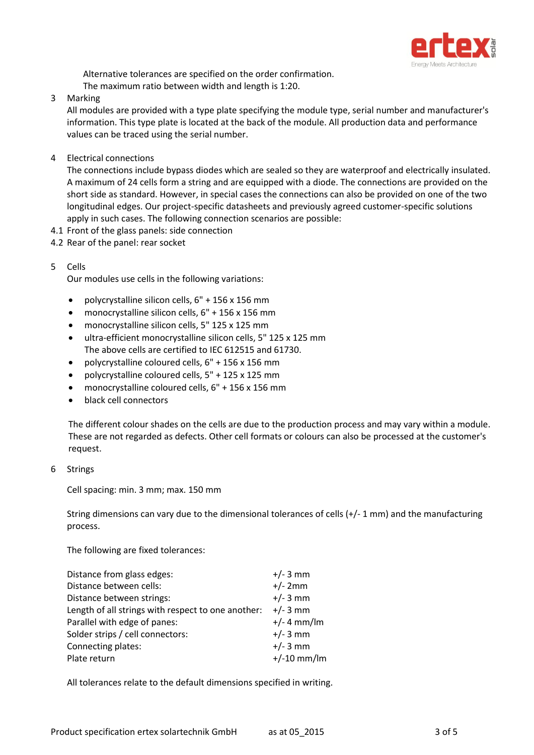Alternative tolerances are specified on the order confirmation.
The maximum ratio between width and length is 1:20.

## 3 Marking

All modules are provided with a type plate specifying the module type, serial number and manufacturer's information. This type plate is located at the back of the module. All production data and performance values can be traced using the serial number.

## 4 Electrical connections

The connections include bypass diodes which are sealed so they are waterproof and electrically insulated. A maximum of 24 cells form a string and are equipped with a diode. The connections are provided on the short side as standard. However, in special cases the connections can also be provided on one of the two longitudinal edges. Our project-specific datasheets and previously agreed customer-specific solutions apply in such cases. The following connection scenarios are possible:

4.1 Front of the glass panels: side connection
4.2 Rear of the panel: rear socket

## 5 Cells

Our modules use cells in the following variations:

- polycrystalline silicon cells, 6" + 156 x 156 mm
- monocrystalline silicon cells, 6" + 156 x 156 mm
- monocrystalline silicon cells, 5" 125 x 125 mm
- ultra-efficient monocrystalline silicon cells, 5" 125 x 125 mm
  The above cells are certified to IEC 612515 and 61730.
- polycrystalline coloured cells, 6" + 156 x 156 mm
- polycrystalline coloured cells, 5" + 125 x 125 mm
- monocrystalline coloured cells, 6" + 156 x 156 mm
- black cell connectors

The different colour shades on the cells are due to the production process and may vary within a module. These are not regarded as defects. Other cell formats or colours can also be processed at the customer's request.

## 6 Strings

Cell spacing: min. 3 mm; max. 150 mm

String dimensions can vary due to the dimensional tolerances of cells (+/- 1 mm) and the manufacturing process.

The following are fixed tolerances:

| | |
|---|---|
| Distance from glass edges: | +/- 3 mm |
| Distance between cells: | +/- 2mm |
| Distance between strings: | +/- 3 mm |
| Length of all strings with respect to one another: | +/- 3 mm |
| Parallel with edge of panes: | +/- 4 mm/lm |
| Solder strips / cell connectors: | +/- 3 mm |
| Connecting plates: | +/- 3 mm |
| Plate return | +/-10 mm/lm |

All tolerances relate to the default dimensions specified in writing.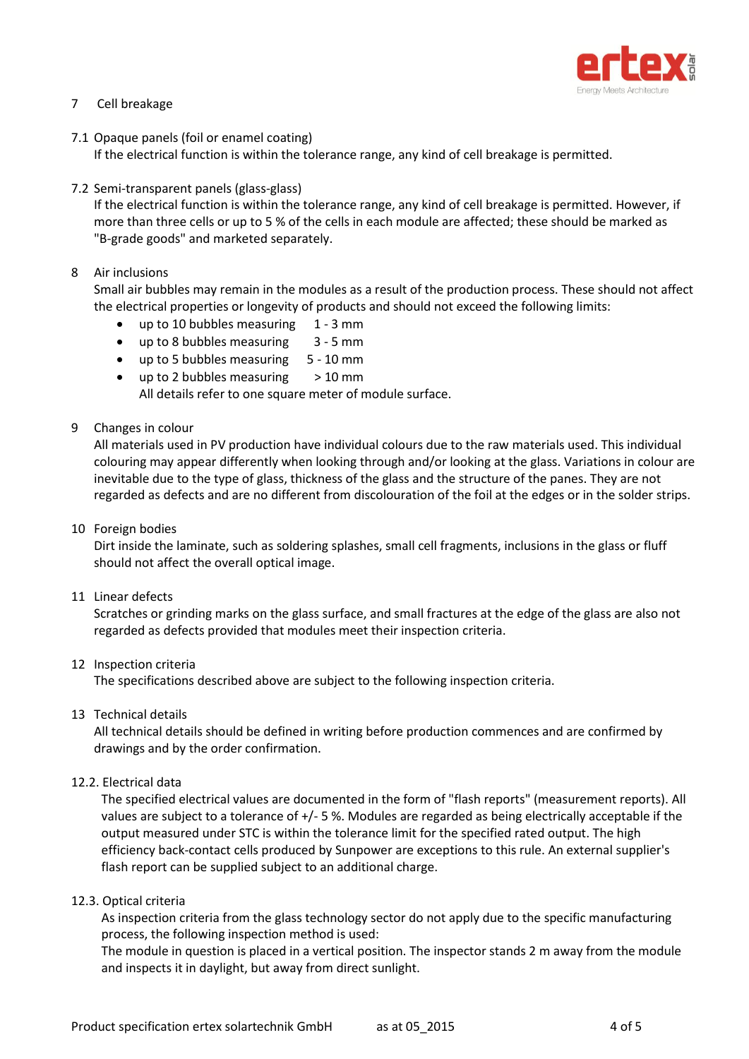## 7 Cell breakage

### 7.1 Opaque panels (foil or enamel coating)

If the electrical function is within the tolerance range, any kind of cell breakage is permitted.

### 7.2 Semi-transparent panels (glass-glass)

If the electrical function is within the tolerance range, any kind of cell breakage is permitted. However, if more than three cells or up to 5 % of the cells in each module are affected; these should be marked as "B-grade goods" and marketed separately.

## 8 Air inclusions

Small air bubbles may remain in the modules as a result of the production process. These should not affect the electrical properties or longevity of products and should not exceed the following limits:

- up to 10 bubbles measuring 1 - 3 mm
- up to 8 bubbles measuring 3 - 5 mm
- up to 5 bubbles measuring 5 - 10 mm
- up to 2 bubbles measuring > 10 mm

All details refer to one square meter of module surface.

## 9 Changes in colour

All materials used in PV production have individual colours due to the raw materials used. This individual colouring may appear differently when looking through and/or looking at the glass. Variations in colour are inevitable due to the type of glass, thickness of the glass and the structure of the panes. They are not regarded as defects and are no different from discolouration of the foil at the edges or in the solder strips.

## 10 Foreign bodies

Dirt inside the laminate, such as soldering splashes, small cell fragments, inclusions in the glass or fluff should not affect the overall optical image.

## 11 Linear defects

Scratches or grinding marks on the glass surface, and small fractures at the edge of the glass are also not regarded as defects provided that modules meet their inspection criteria.

## 12 Inspection criteria

The specifications described above are subject to the following inspection criteria.

## 13 Technical details

All technical details should be defined in writing before production commences and are confirmed by drawings and by the order confirmation.

### 12.2. Electrical data

The specified electrical values are documented in the form of "flash reports" (measurement reports). All values are subject to a tolerance of +/- 5 %. Modules are regarded as being electrically acceptable if the output measured under STC is within the tolerance limit for the specified rated output. The high efficiency back-contact cells produced by Sunpower are exceptions to this rule. An external supplier's flash report can be supplied subject to an additional charge.

### 12.3. Optical criteria

As inspection criteria from the glass technology sector do not apply due to the specific manufacturing process, the following inspection method is used:

The module in question is placed in a vertical position. The inspector stands 2 m away from the module and inspects it in daylight, but away from direct sunlight.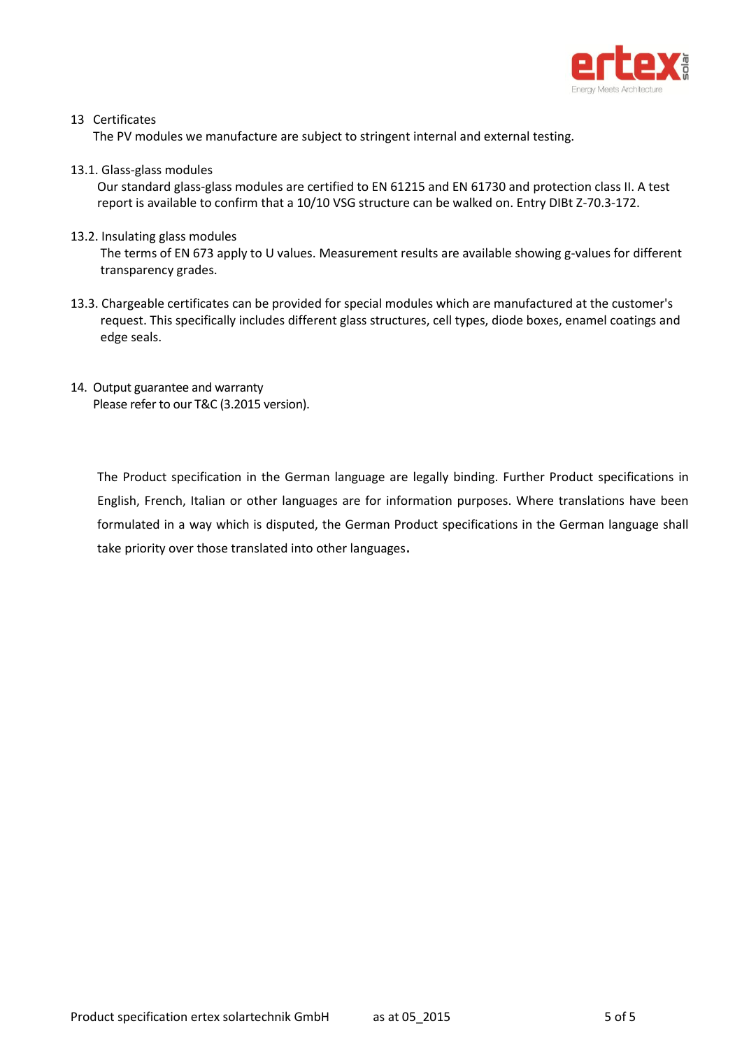## 13 Certificates

The PV modules we manufacture are subject to stringent internal and external testing.

### 13.1. Glass-glass modules

Our standard glass-glass modules are certified to EN 61215 and EN 61730 and protection class II. A test report is available to confirm that a 10/10 VSG structure can be walked on. Entry DIBt Z-70.3-172.

### 13.2. Insulating glass modules

The terms of EN 673 apply to U values. Measurement results are available showing g-values for different transparency grades.

13.3. Chargeable certificates can be provided for special modules which are manufactured at the customer's request. This specifically includes different glass structures, cell types, diode boxes, enamel coatings and edge seals.

## 14. Output guarantee and warranty

Please refer to our T&C (3.2015 version).

The Product specification in the German language are legally binding. Further Product specifications in English, French, Italian or other languages are for information purposes. Where translations have been formulated in a way which is disputed, the German Product specifications in the German language shall take priority over those translated into other languages.